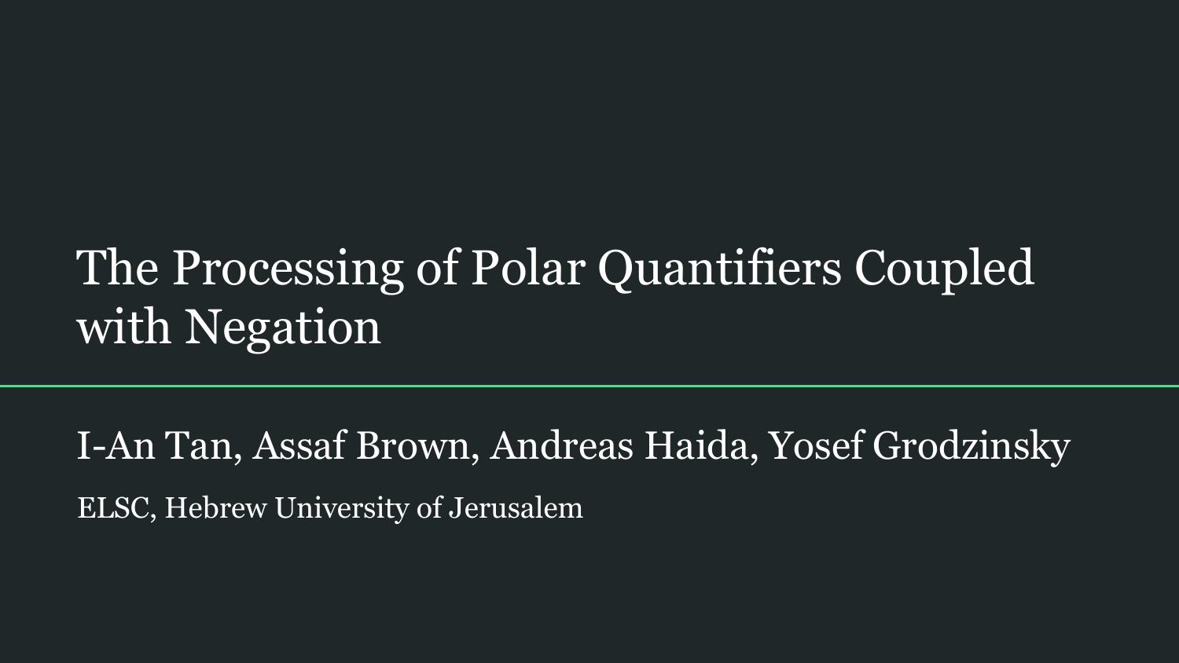# The Processing of Polar Quantifiers Coupled with Negation

I-An Tan, Assaf Brown, Andreas Haida, Yosef Grodzinsky

ELSC, Hebrew University of Jerusalem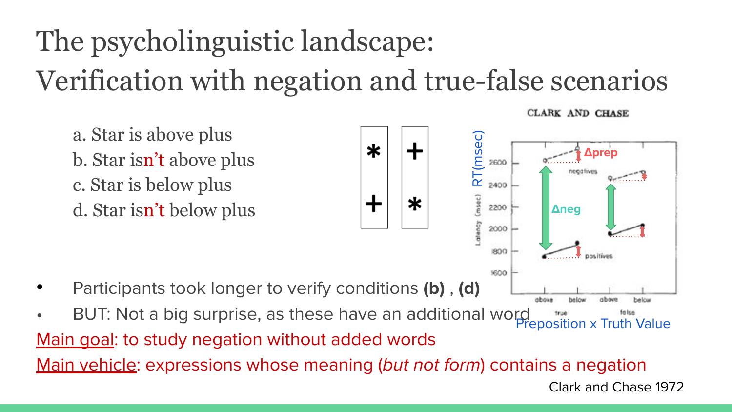# The psycholinguistic landscape: Verification with negation and true-false scenarios

a. Star is above plus
b. Star isn't above plus
c. Star is below plus
d. Star isn't below plus

- Participants took longer to verify conditions **(b)** , **(d)**
- BUT: Not a big surprise, as these have an additional word

Main goal: to study negation without added words

Main vehicle: expressions whose meaning (*but not form*) contains a negation

Clark and Chase 1972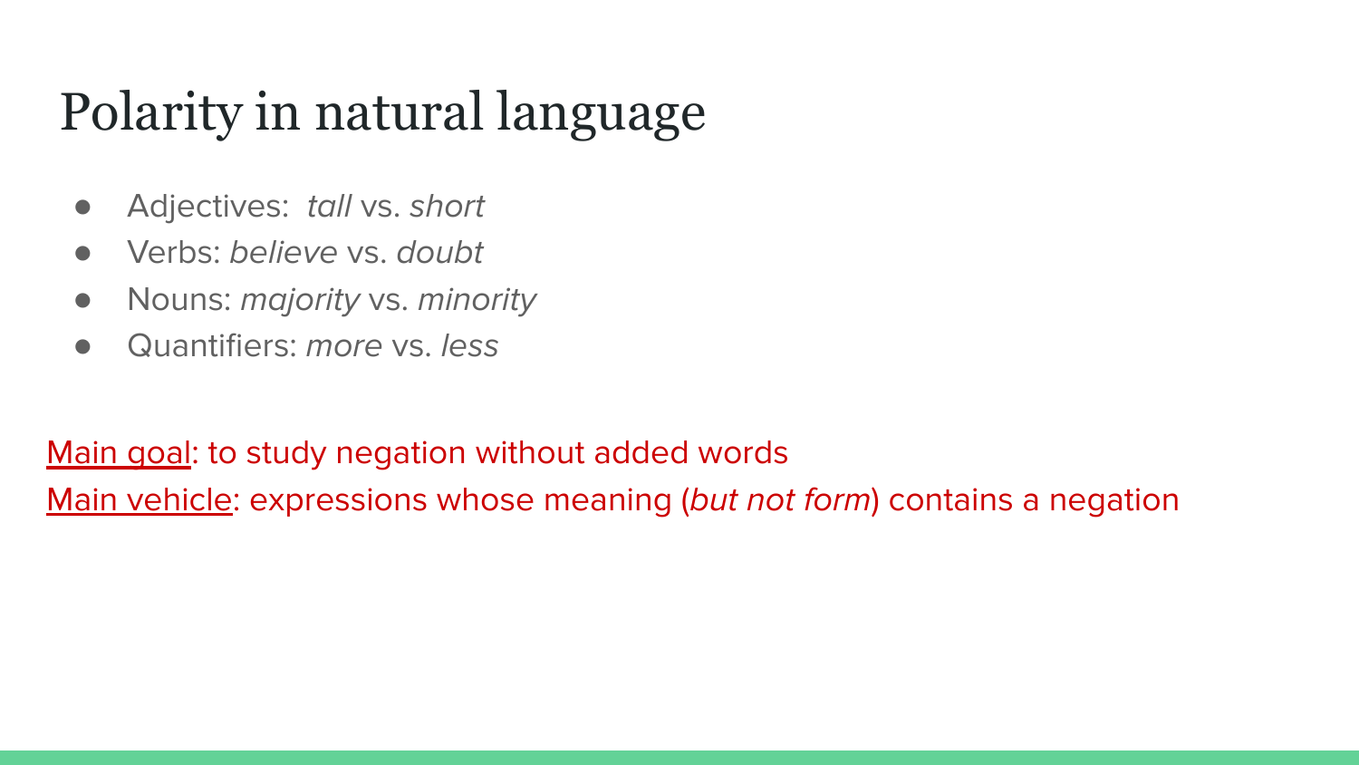# Polarity in natural language

- Adjectives: *tall* vs. *short*
- Verbs: *believe* vs. *doubt*
- Nouns: *majority* vs. *minority*
- Quantifiers: *more* vs. *less*

Main goal: to study negation without added words

Main vehicle: expressions whose meaning (*but not form*) contains a negation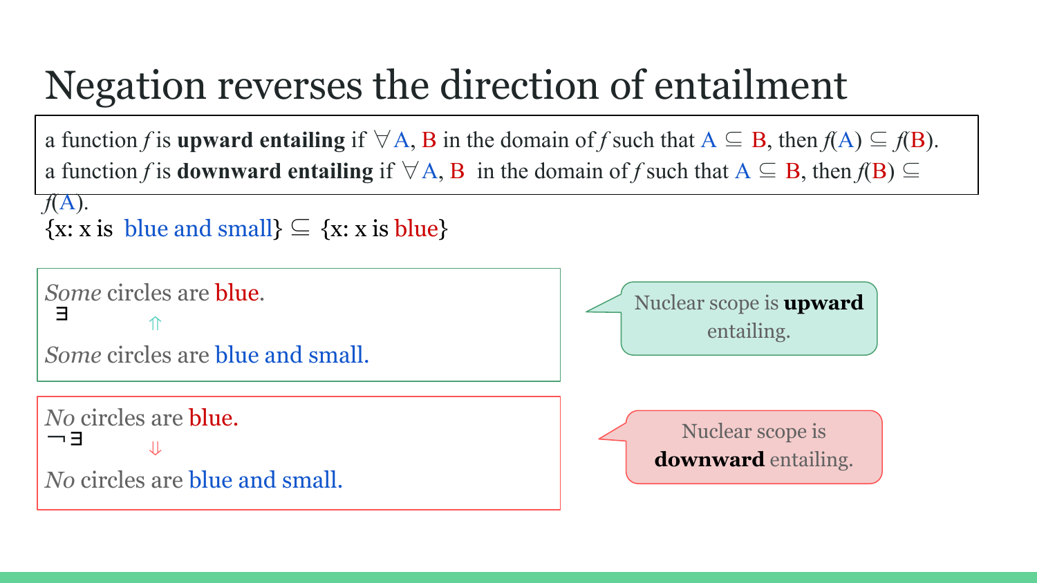# Negation reverses the direction of entailment

a function $f$ is **upward entailing** if $\forall$ A, B in the domain of $f$ such that $A \subseteq B$, then $f(A) \subseteq f(B)$.
a function $f$ is **downward entailing** if $\forall$ A, B in the domain of $f$ such that $A \subseteq B$, then $f(B) \subseteq f(A)$.

{x: x is blue and small} $\subseteq$ {x: x is blue}

*Some* circles are blue.
$\exists$ $\Uparrow$
*Some* circles are blue and small.

Nuclear scope is **upward** entailing.

*No* circles are blue.
$\neg\exists$ $\Downarrow$
*No* circles are blue and small.

Nuclear scope is **downward** entailing.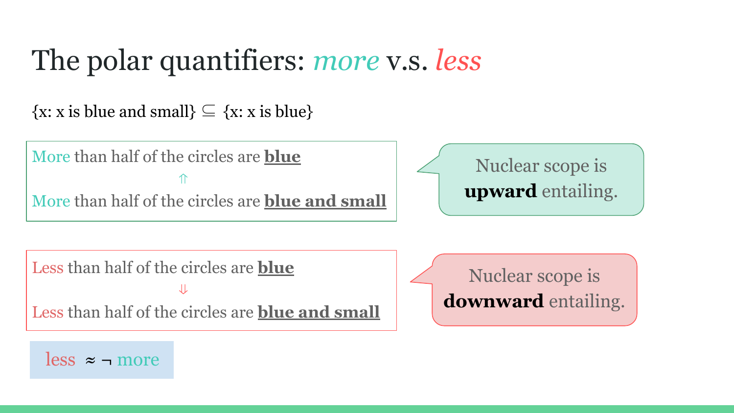# The polar quantifiers: *more* v.s. *less*

$\{x: x \text{ is blue and small}\} \subseteq \{x: x \text{ is blue}\}$

More than half of the circles are **blue**

$\Uparrow$

More than half of the circles are **blue and small**

Nuclear scope is **upward** entailing.

Less than half of the circles are **blue**

$\Downarrow$

Less than half of the circles are **blue and small**

Nuclear scope is **downward** entailing.

less $\approx \neg$ more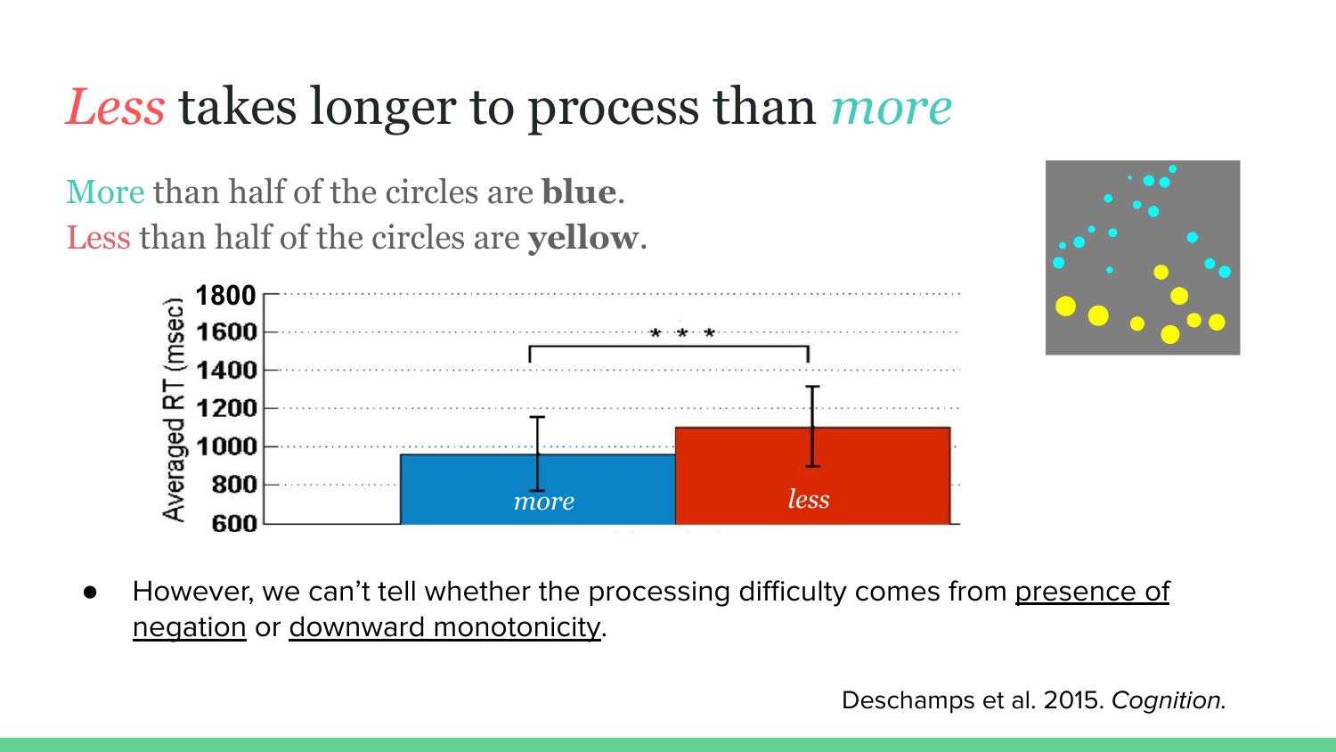# *Less* takes longer to process than *more*

More than half of the circles are **blue**.
Less than half of the circles are **yellow**.

- However, we can't tell whether the processing difficulty comes from presence of negation or downward monotonicity.

Deschamps et al. 2015. *Cognition.*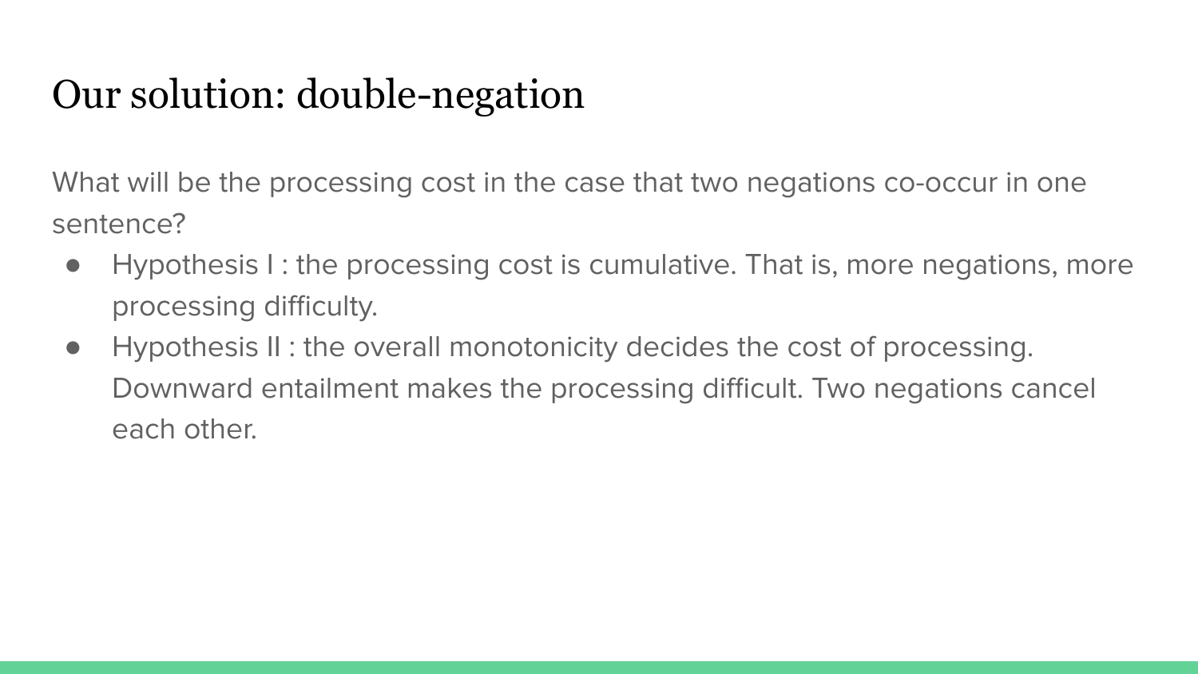# Our solution: double-negation

What will be the processing cost in the case that two negations co-occur in one sentence?

- Hypothesis I : the processing cost is cumulative. That is, more negations, more processing difficulty.
- Hypothesis II : the overall monotonicity decides the cost of processing. Downward entailment makes the processing difficult. Two negations cancel each other.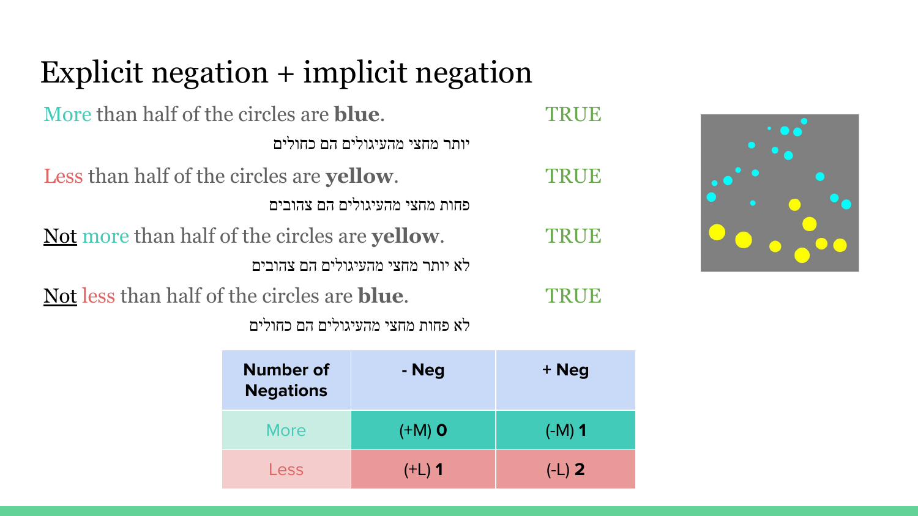# Explicit negation + implicit negation

More than half of the circles are **blue**. TRUE

יותר מחצי מהעיגולים הם כחולים

Less than half of the circles are **yellow**. TRUE

פחות מחצי מהעיגולים הם צהובים

Not more than half of the circles are **yellow**. TRUE

לא יותר מחצי מהעיגולים הם צהובים

Not less than half of the circles are **blue**. TRUE

לא פחות מחצי מהעיגולים הם כחולים

| Number of Negations | - Neg | + Neg |
|---|---|---|
| More | (+M) **0** | (-M) **1** |
| Less | (+L) **1** | (-L) **2** |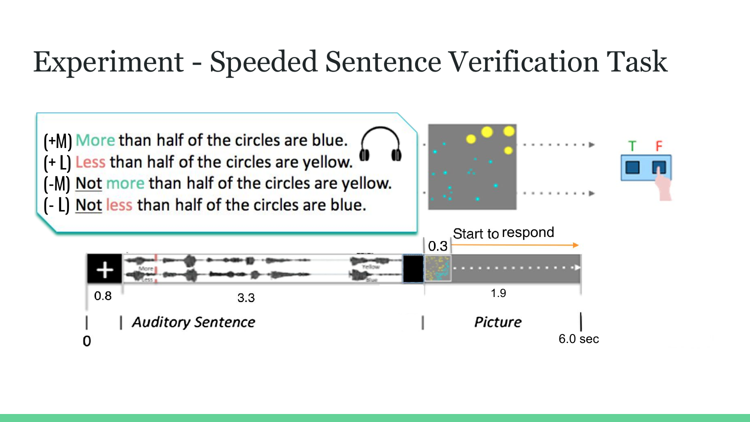# Experiment - Speeded Sentence Verification Task

(+M) More than half of the circles are blue.
(+ L) Less than half of the circles are yellow.
(-M) Not more than half of the circles are yellow.
(- L) Not less than half of the circles are blue.

T F

0.3 Start to respond

0.8 3.3 1.9

0 | *Auditory Sentence* | *Picture* 6.0 sec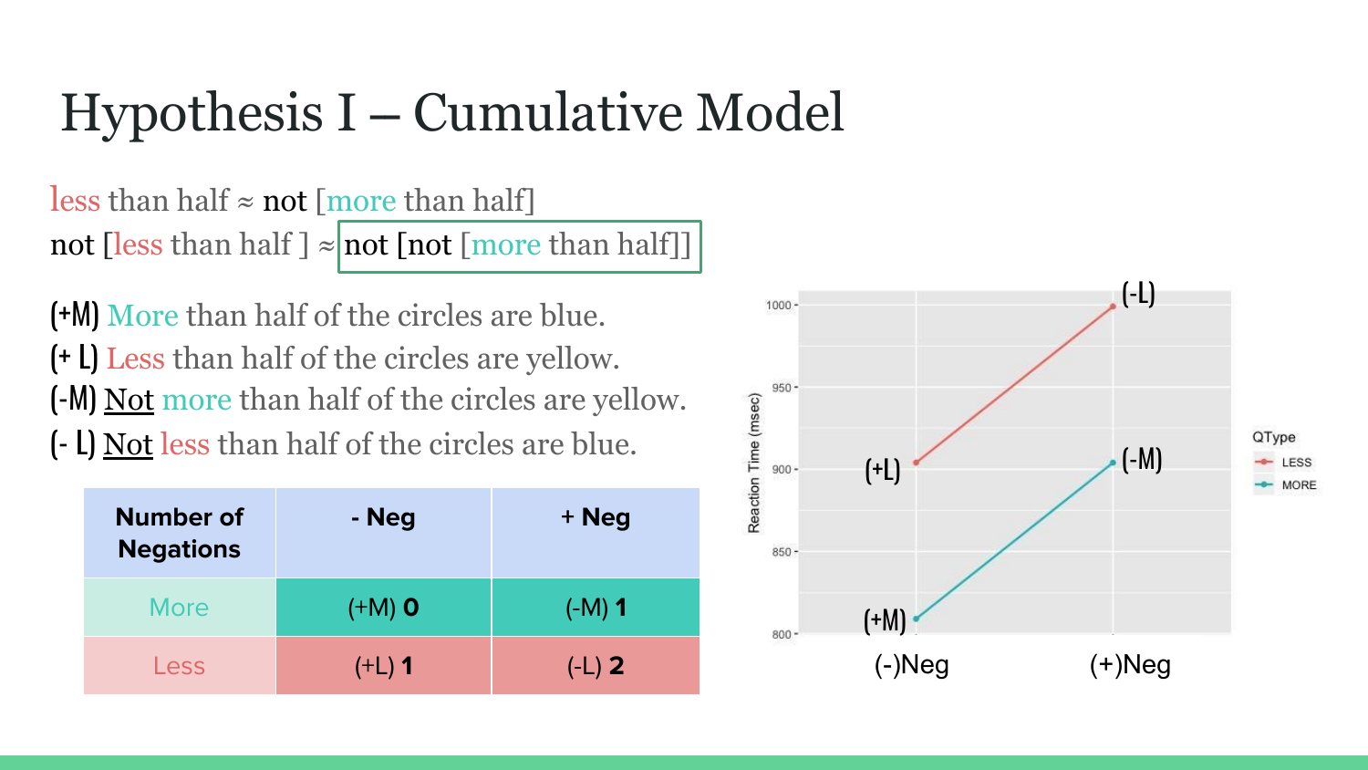# Hypothesis I – Cumulative Model

less than half ≈ not [more than half]

not [less than half ] ≈ not [not [more than half]]

(+M) More than half of the circles are blue.

(+ L) Less than half of the circles are yellow.

(-M) Not more than half of the circles are yellow.

(- L) Not less than half of the circles are blue.

| Number of Negations | - Neg | + Neg |
|---|---|---|
| More | (+M) **0** | (-M) **1** |
| Less | (+L) **1** | (-L) **2** |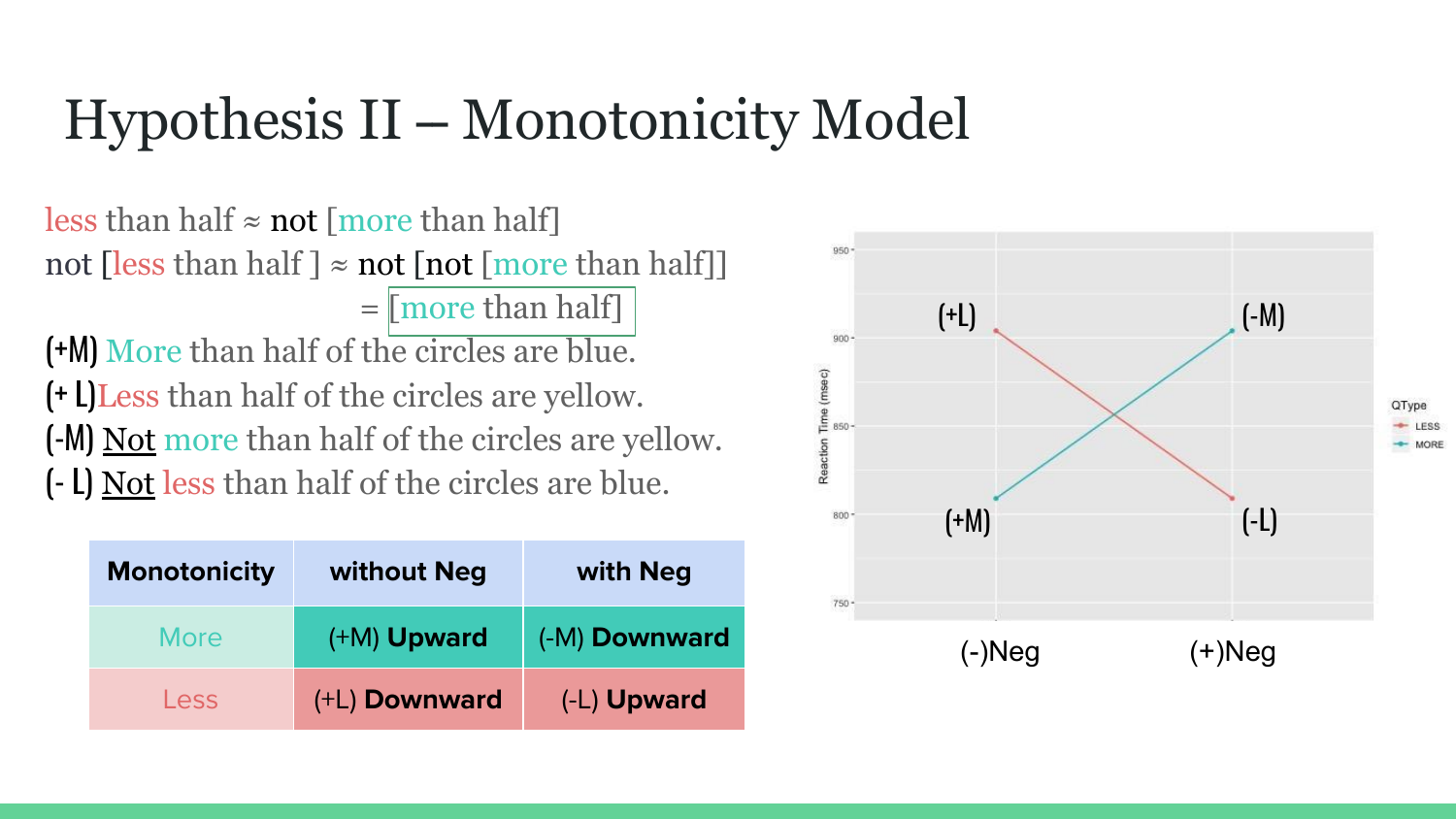# Hypothesis II – Monotonicity Model

less than half ≈ not [more than half]

not [less than half ] ≈ not [not [more than half]]

= [more than half]

(+M) More than half of the circles are blue.

(+ L) Less than half of the circles are yellow.

(-M) Not more than half of the circles are yellow.

(- L) Not less than half of the circles are blue.

| Monotonicity | without Neg | with Neg |
|---|---|---|
| More | (+M) **Upward** | (-M) **Downward** |
| Less | (+L) **Downward** | (-L) **Upward** |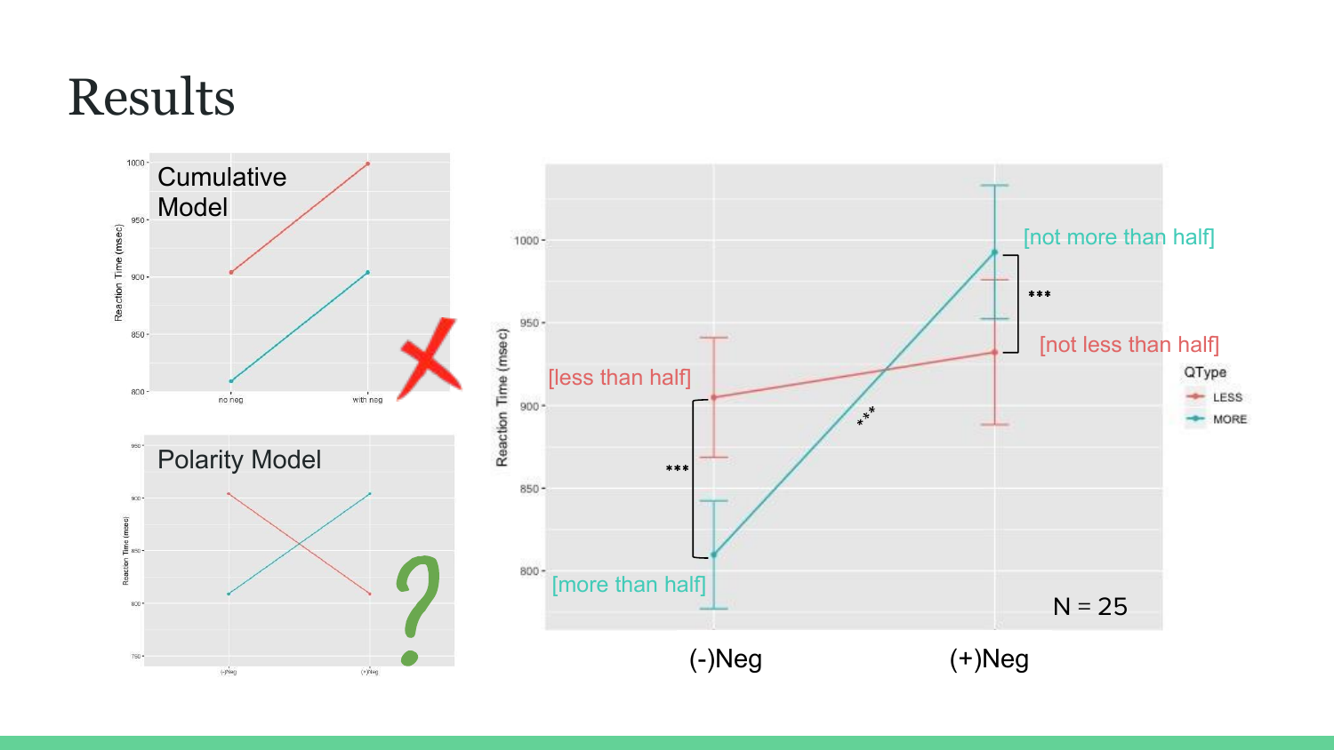# Results

Cumulative Model

Polarity Model

[less than half]

[more than half]

[not more than half]

[not less than half]

N = 25

(-)Neg

(+)Neg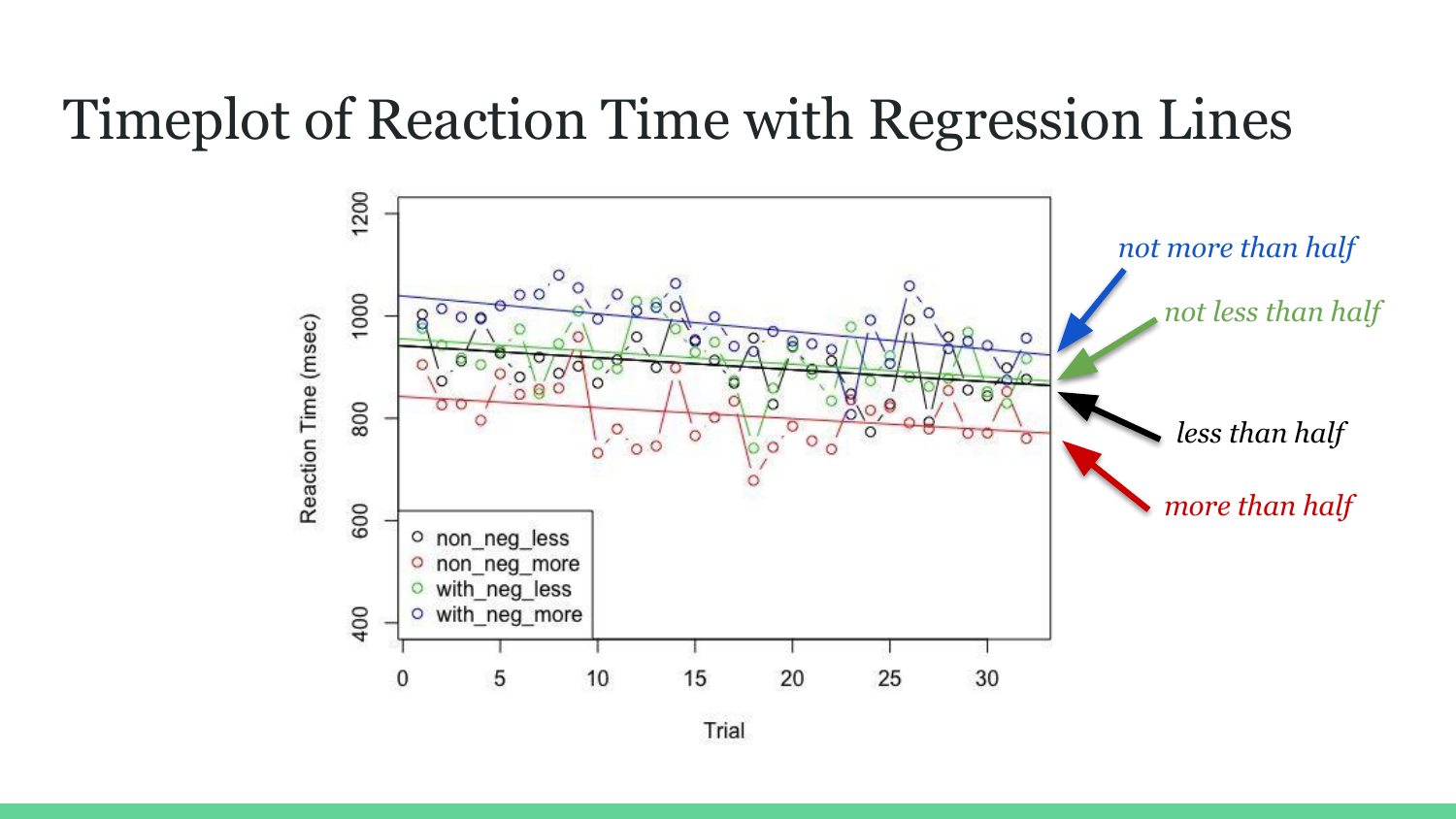# Timeplot of Reaction Time with Regression Lines

*not more than half*

*not less than half*

*less than half*

*more than half*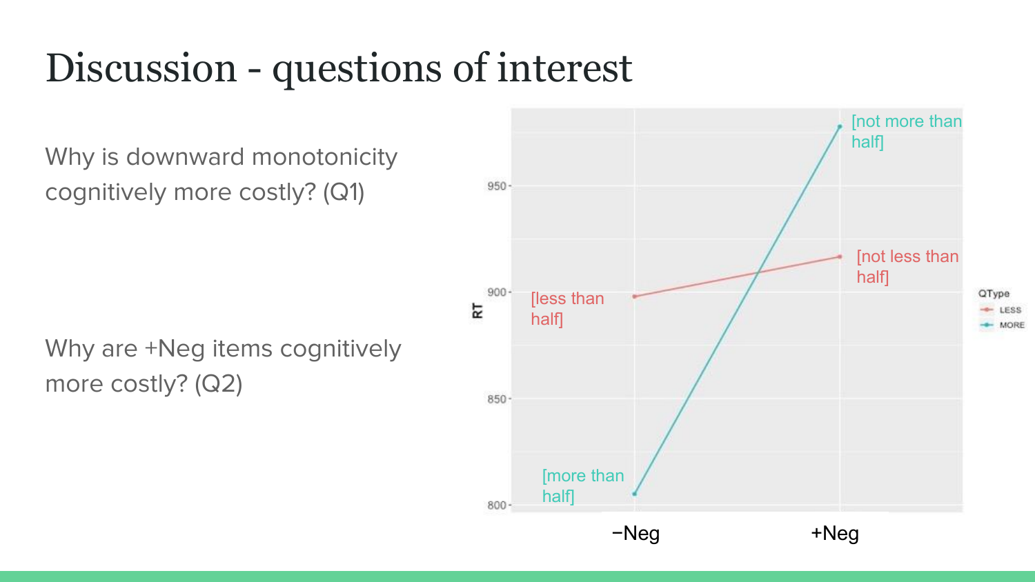# Discussion - questions of interest

Why is downward monotonicity cognitively more costly? (Q1)

Why are +Neg items cognitively more costly? (Q2)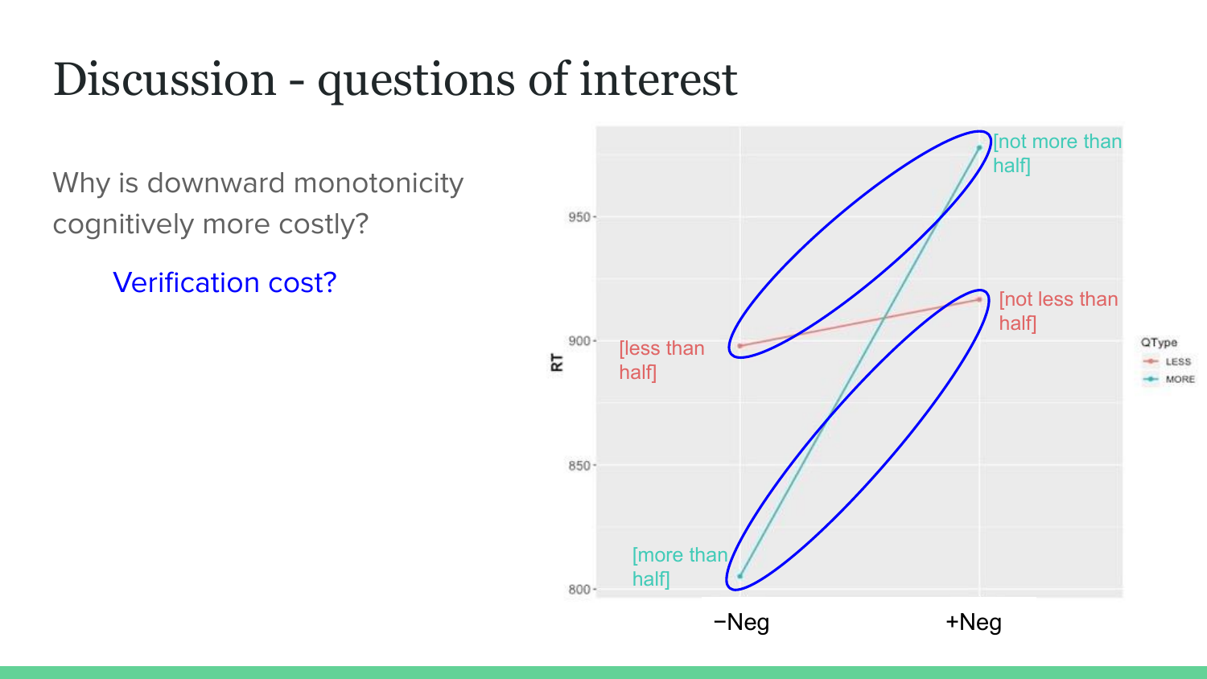# Discussion - questions of interest

Why is downward monotonicity cognitively more costly?

Verification cost?

[not more than half]

[not less than half]

[less than half]

[more than half]

RT

950
900
850
800

−Neg
+Neg

QType
LESS
MORE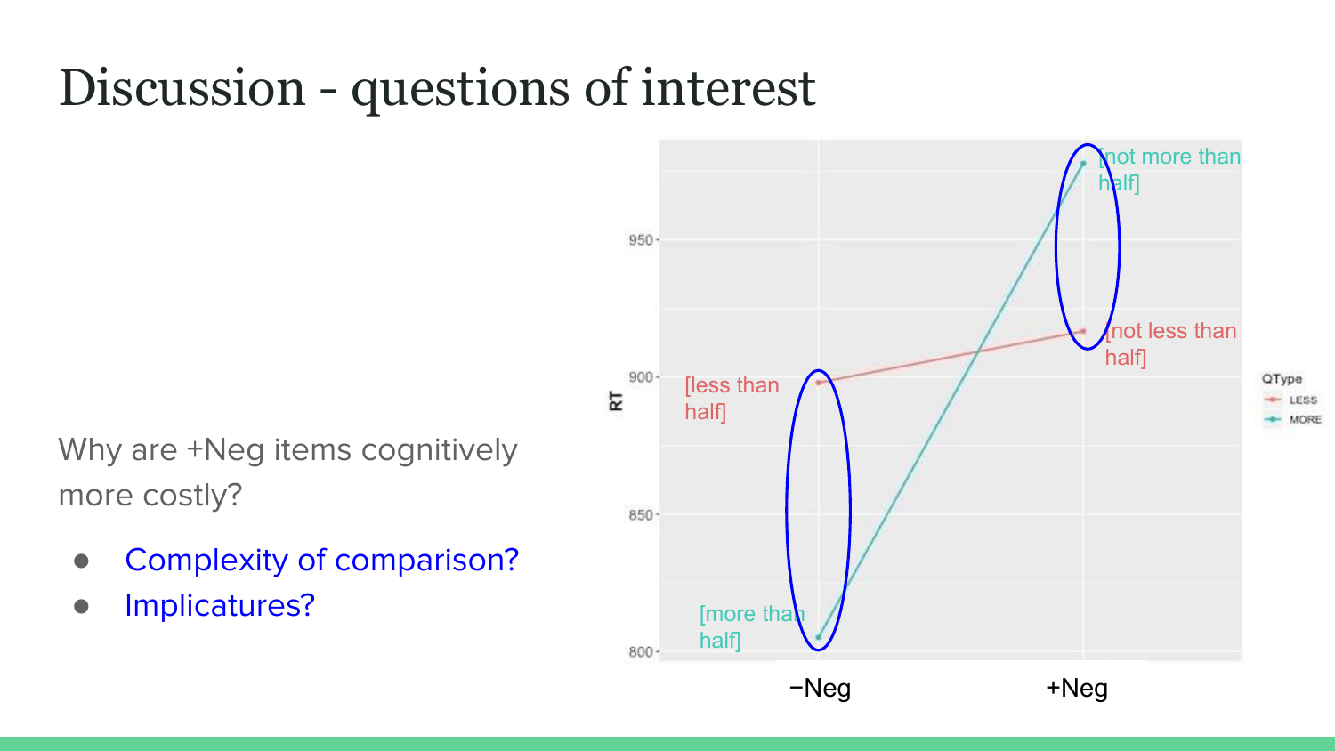# Discussion - questions of interest

Why are +Neg items cognitively more costly?

- Complexity of comparison?
- Implicatures?

RT

[not more than half]

[not less than half]

[less than half]

[more than half]

950

900

850

800

−Neg

+Neg

QType

LESS

MORE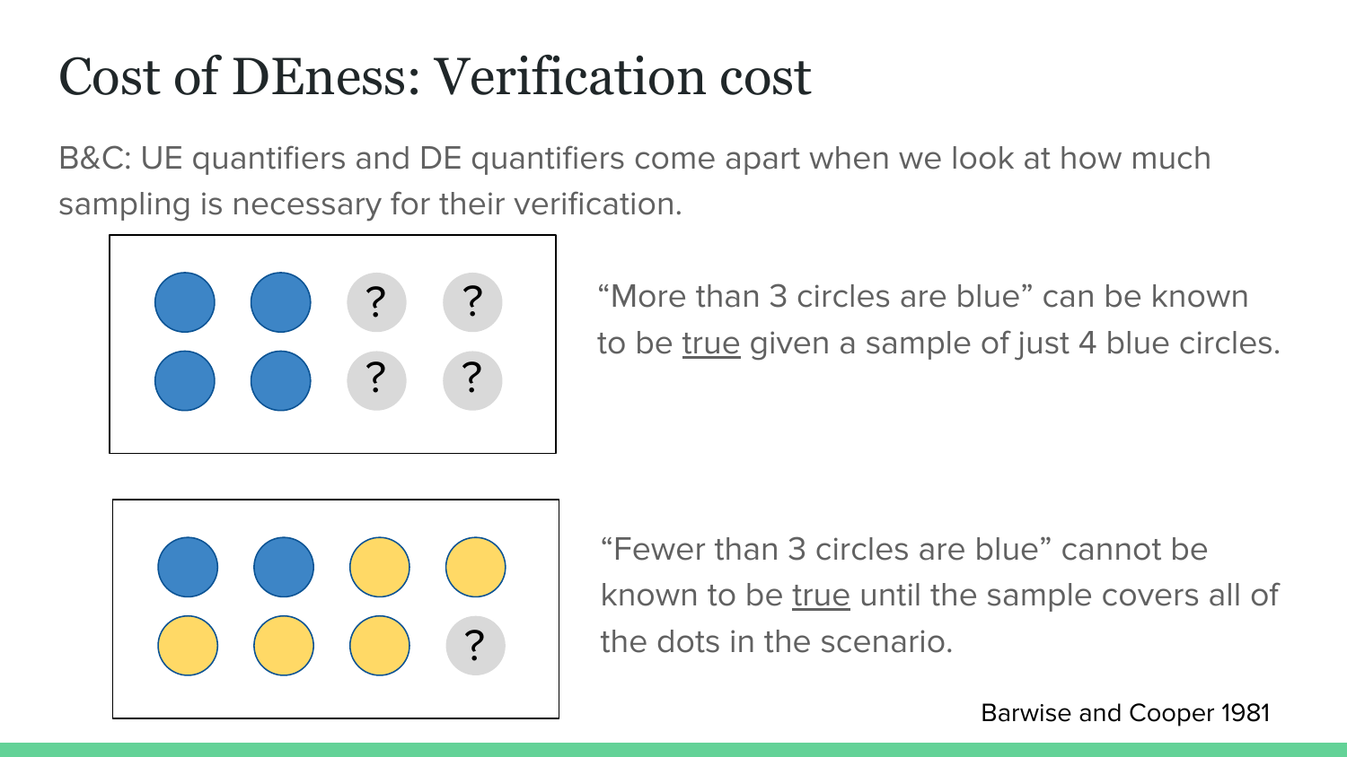# Cost of DEness: Verification cost

B&C: UE quantifiers and DE quantifiers come apart when we look at how much sampling is necessary for their verification.

"More than 3 circles are blue" can be known to be <u>true</u> given a sample of just 4 blue circles.

"Fewer than 3 circles are blue" cannot be known to be <u>true</u> until the sample covers all of the dots in the scenario.

Barwise and Cooper 1981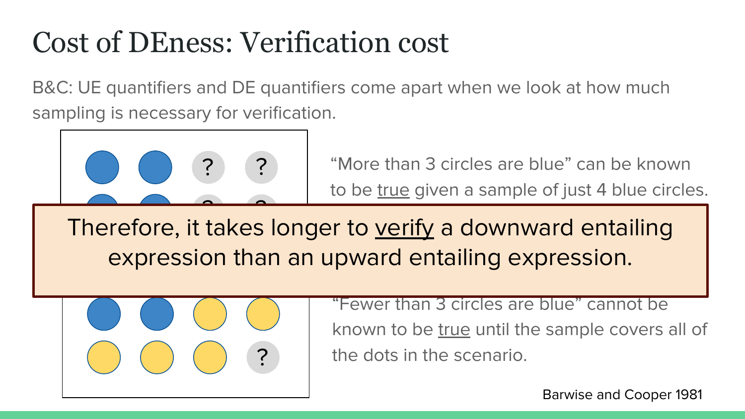# Cost of DEness: Verification cost

B&C: UE quantifiers and DE quantifiers come apart when we look at how much sampling is necessary for verification.

"More than 3 circles are blue" can be known to be <u>true</u> given a sample of just 4 blue circles.

Therefore, it takes longer to <u>verify</u> a downward entailing expression than an upward entailing expression.

"Fewer than 3 circles are blue" cannot be known to be <u>true</u> until the sample covers all of the dots in the scenario.

Barwise and Cooper 1981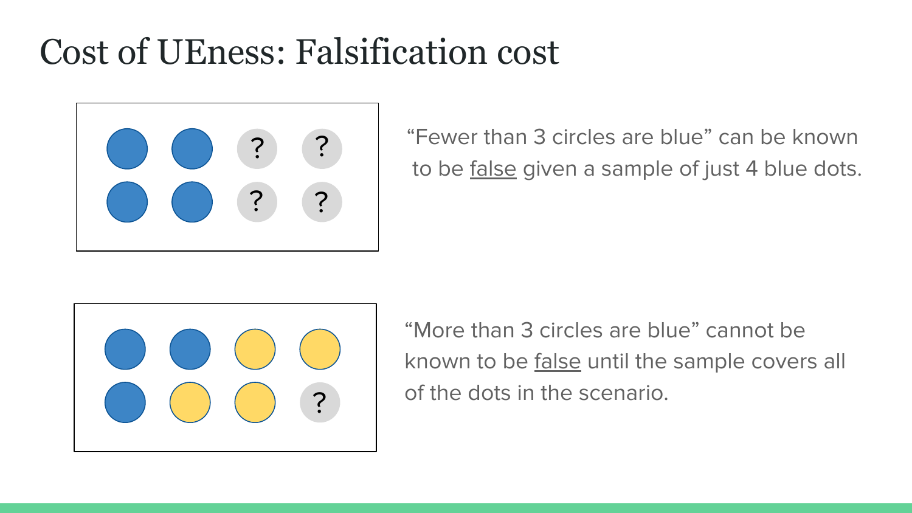# Cost of UEness: Falsification cost

"Fewer than 3 circles are blue" can be known to be false given a sample of just 4 blue dots.

"More than 3 circles are blue" cannot be known to be false until the sample covers all of the dots in the scenario.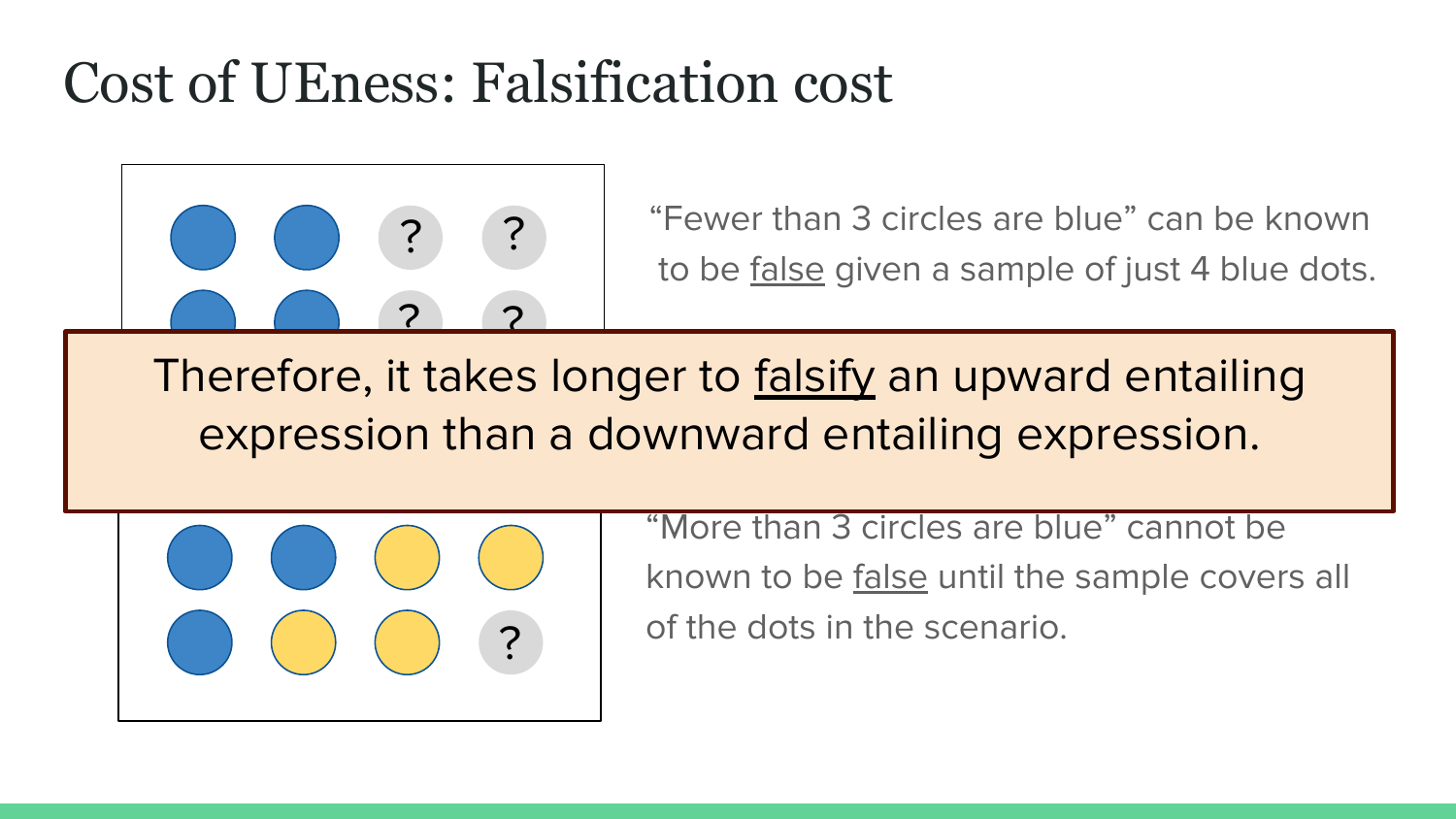# Cost of UEness: Falsification cost

"Fewer than 3 circles are blue" can be known to be false given a sample of just 4 blue dots.

Therefore, it takes longer to falsify an upward entailing expression than a downward entailing expression.

"More than 3 circles are blue" cannot be known to be false until the sample covers all of the dots in the scenario.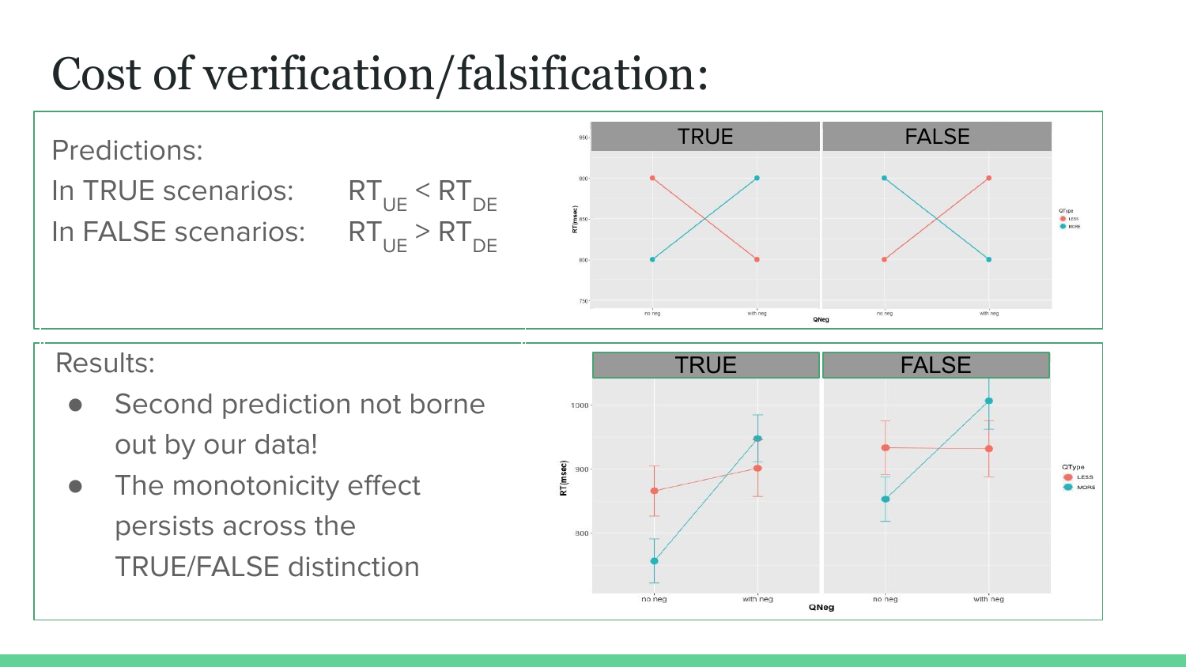# Cost of verification/falsification:

Predictions:

In TRUE scenarios: $RT_{UE} < RT_{DE}$

In FALSE scenarios: $RT_{UE} > RT_{DE}$

Results:

- Second prediction not borne out by our data!
- The monotonicity effect persists across the TRUE/FALSE distinction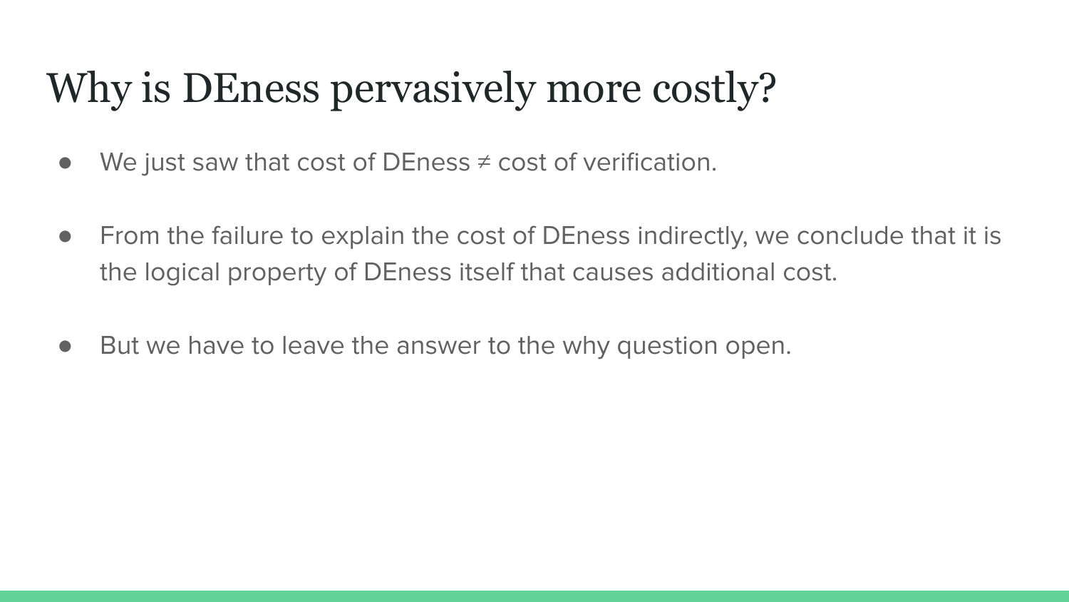# Why is DEness pervasively more costly?

- We just saw that cost of DEness ≠ cost of verification.
- From the failure to explain the cost of DEness indirectly, we conclude that it is the logical property of DEness itself that causes additional cost.
- But we have to leave the answer to the why question open.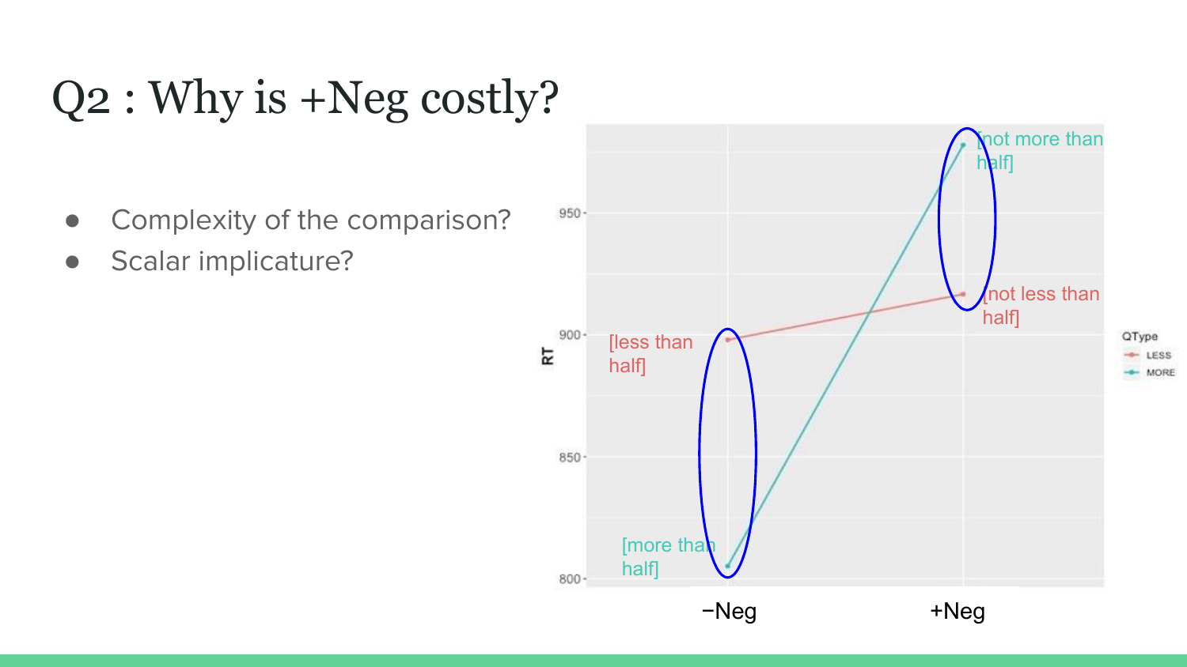# Q2 : Why is +Neg costly?

- Complexity of the comparison?
- Scalar implicature?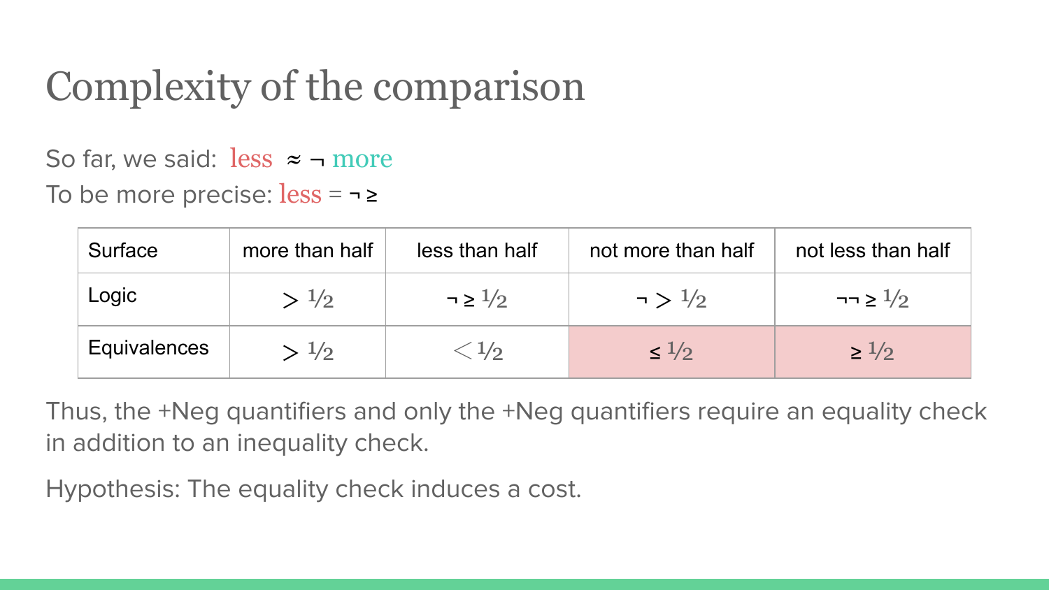# Complexity of the comparison

So far, we said: less $\approx \neg$ more

To be more precise: less $= \neg \geq$

| Surface | more than half | less than half | not more than half | not less than half |
|---|---|---|---|---|
| Logic | $> 1/2$ | $\neg \geq 1/2$ | $\neg > 1/2$ | $\neg\neg \geq 1/2$ |
| Equivalences | $> 1/2$ | $< 1/2$ | $\leq 1/2$ | $\geq 1/2$ |

Thus, the +Neg quantifiers and only the +Neg quantifiers require an equality check in addition to an inequality check.

Hypothesis: The equality check induces a cost.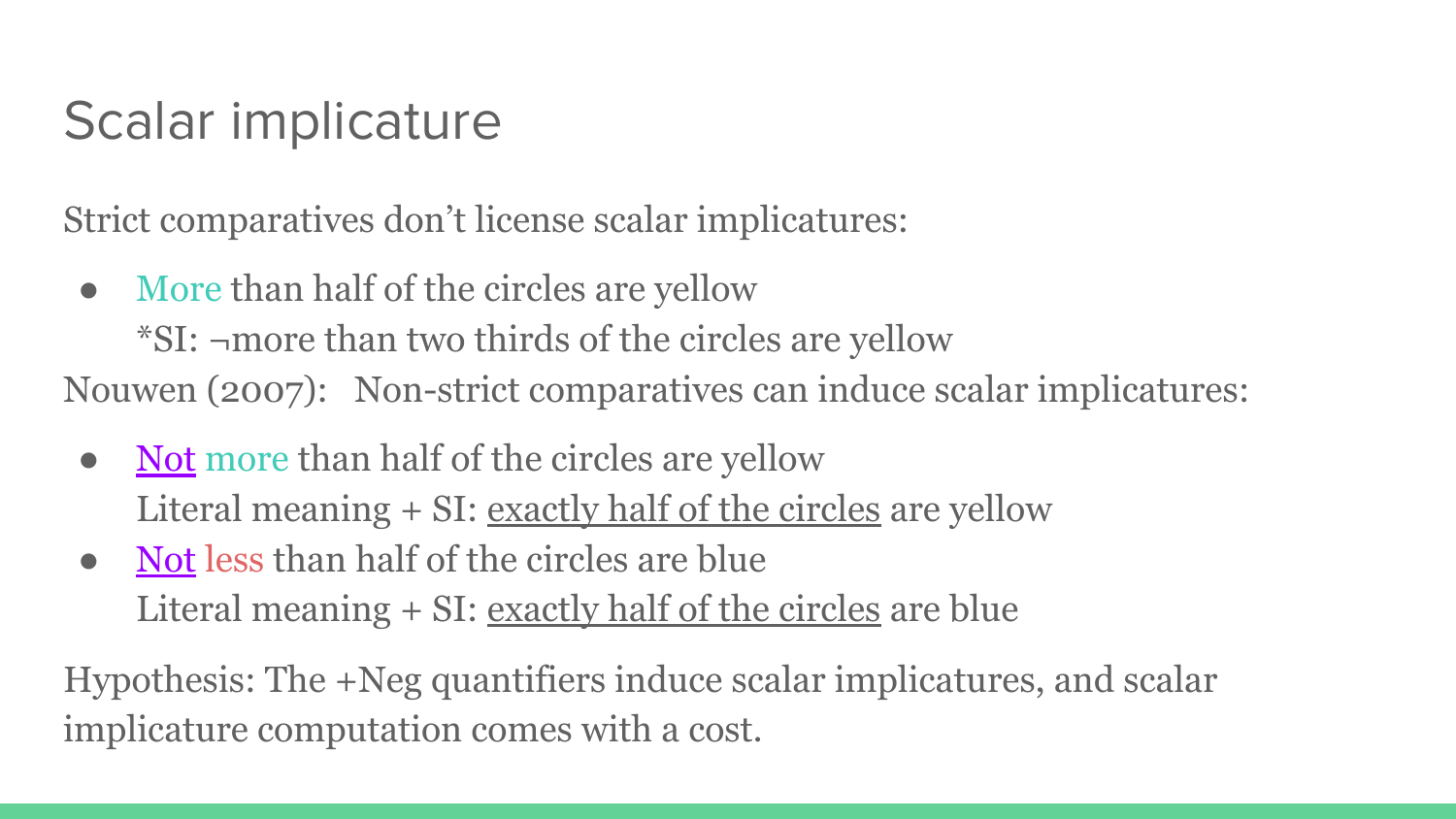# Scalar implicature

Strict comparatives don't license scalar implicatures:

- More than half of the circles are yellow
  *SI: ¬more than two thirds of the circles are yellow

Nouwen (2007): Non-strict comparatives can induce scalar implicatures:

- Not more than half of the circles are yellow
  Literal meaning + SI: exactly half of the circles are yellow
- Not less than half of the circles are blue
  Literal meaning + SI: exactly half of the circles are blue

Hypothesis: The +Neg quantifiers induce scalar implicatures, and scalar implicature computation comes with a cost.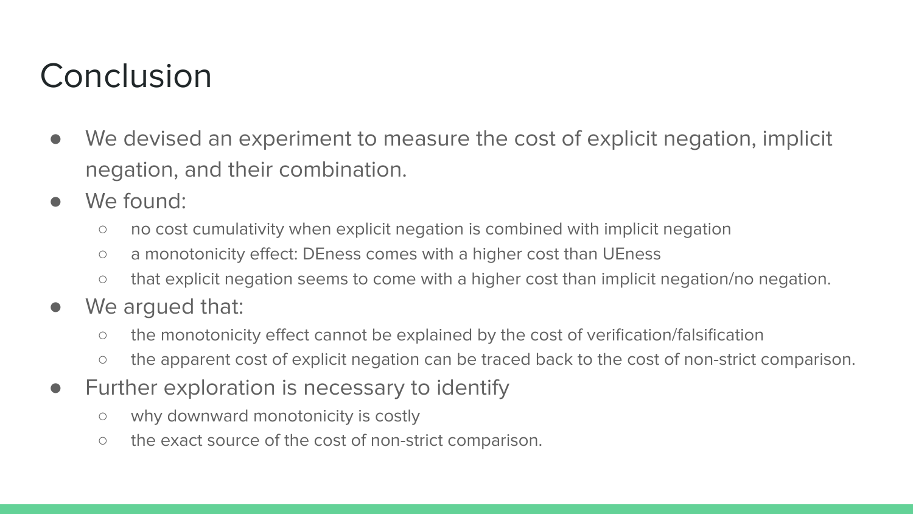# Conclusion

- We devised an experiment to measure the cost of explicit negation, implicit negation, and their combination.
- We found:
  - no cost cumulativity when explicit negation is combined with implicit negation
  - a monotonicity effect: DEness comes with a higher cost than UEness
  - that explicit negation seems to come with a higher cost than implicit negation/no negation.
- We argued that:
  - the monotonicity effect cannot be explained by the cost of verification/falsification
  - the apparent cost of explicit negation can be traced back to the cost of non-strict comparison.
- Further exploration is necessary to identify
  - why downward monotonicity is costly
  - the exact source of the cost of non-strict comparison.